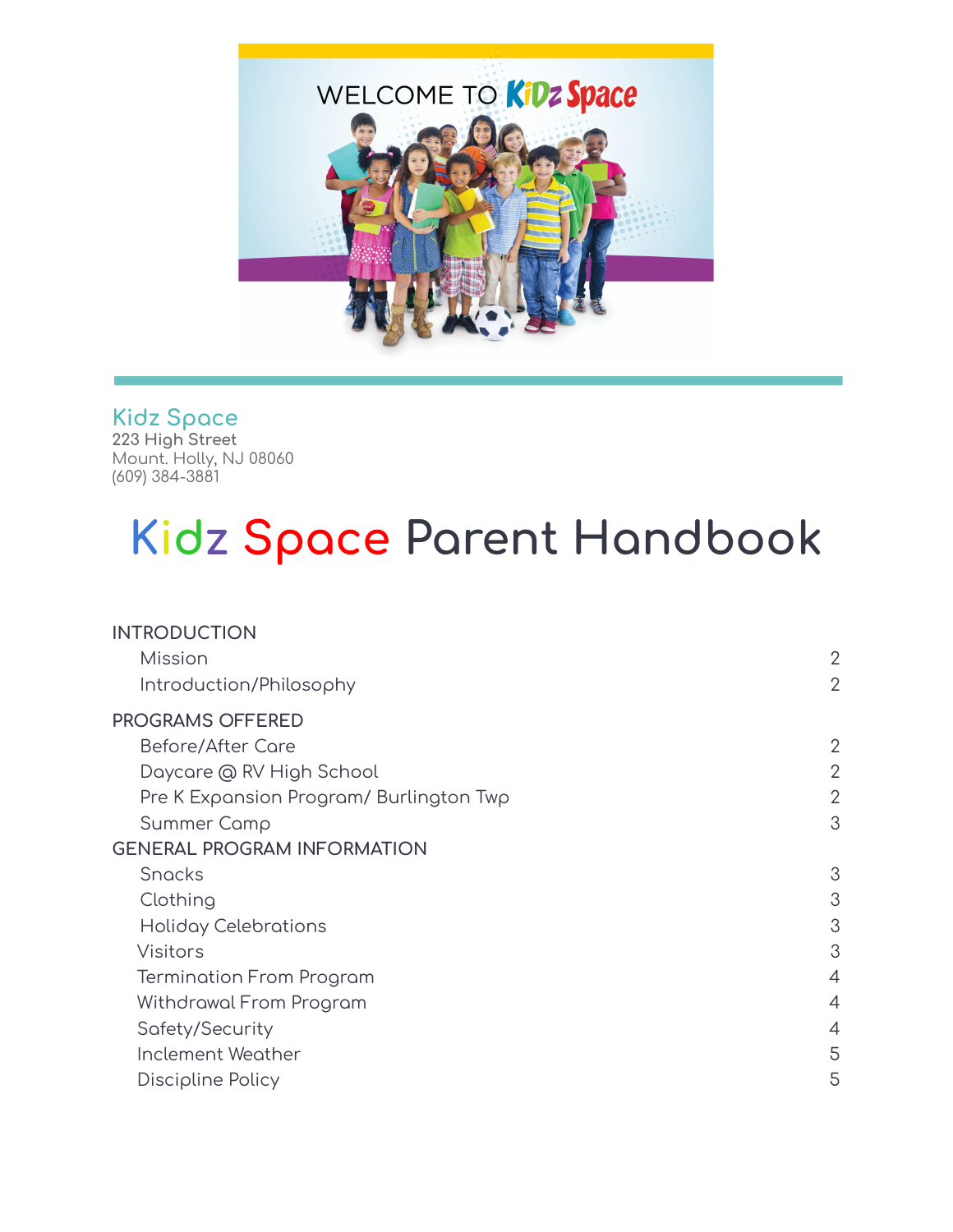Kidz Space
223 High Street
Mount. Holly, NJ 08060
(609) 384-3881

# Kidz Space Parent Handbook

| | |
|---|---|
| **INTRODUCTION** | |
| Mission | 2 |
| Introduction/Philosophy | 2 |
| **PROGRAMS OFFERED** | |
| Before/After Care | 2 |
| Daycare @ RV High School | 2 |
| Pre K Expansion Program/ Burlington Twp | 2 |
| Summer Camp | 3 |
| **GENERAL PROGRAM INFORMATION** | |
| Snacks | 3 |
| Clothing | 3 |
| Holiday Celebrations | 3 |
| Visitors | 3 |
| Termination From Program | 4 |
| Withdrawal From Program | 4 |
| Safety/Security | 4 |
| Inclement Weather | 5 |
| Discipline Policy | 5 |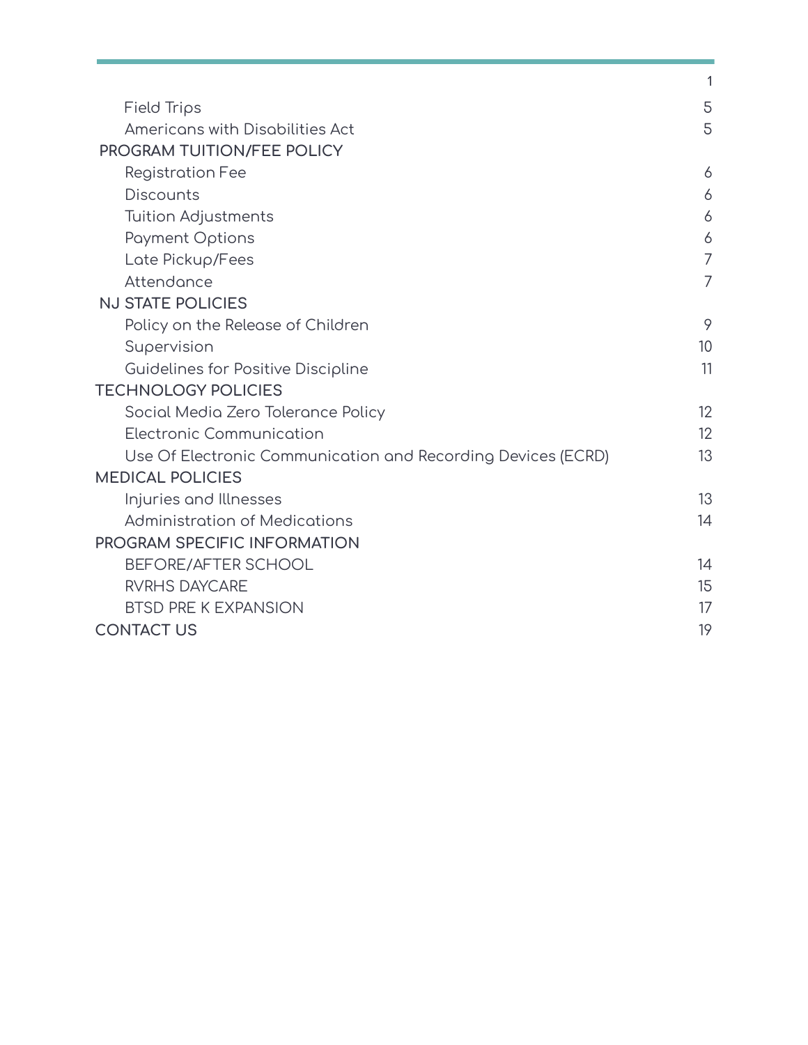| | |
|---|---|
| | 1 |
| Field Trips | 5 |
| Americans with Disabilities Act | 5 |
| **PROGRAM TUITION/FEE POLICY** | |
| Registration Fee | 6 |
| Discounts | 6 |
| Tuition Adjustments | 6 |
| Payment Options | 6 |
| Late Pickup/Fees | 7 |
| Attendance | 7 |
| **NJ STATE POLICIES** | |
| Policy on the Release of Children | 9 |
| Supervision | 10 |
| Guidelines for Positive Discipline | 11 |
| **TECHNOLOGY POLICIES** | |
| Social Media Zero Tolerance Policy | 12 |
| Electronic Communication | 12 |
| Use Of Electronic Communication and Recording Devices (ECRD) | 13 |
| **MEDICAL POLICIES** | |
| Injuries and Illnesses | 13 |
| Administration of Medications | 14 |
| **PROGRAM SPECIFIC INFORMATION** | |
| BEFORE/AFTER SCHOOL | 14 |
| RVRHS DAYCARE | 15 |
| BTSD PRE K EXPANSION | 17 |
| **CONTACT US** | 19 |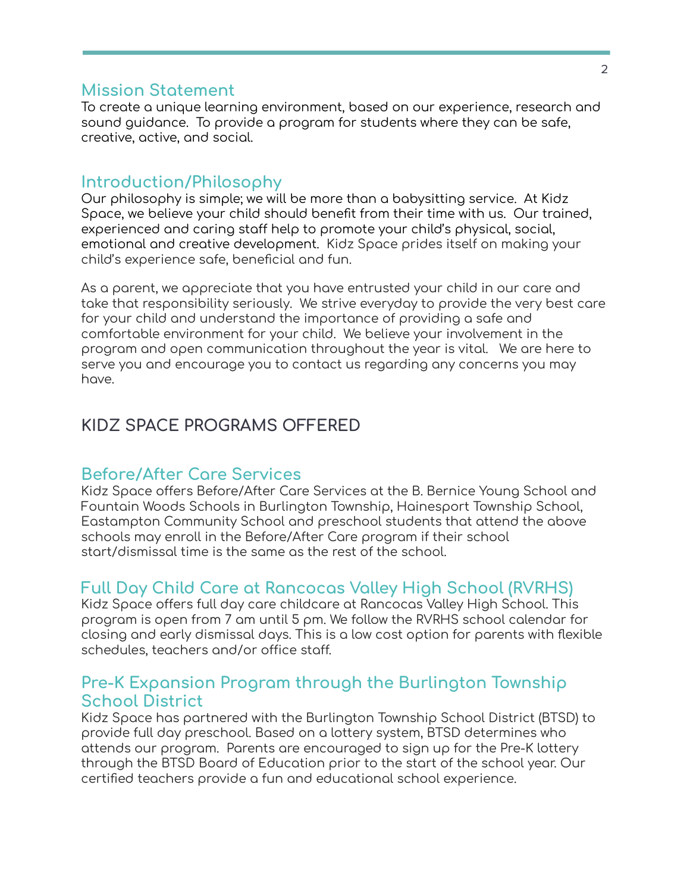## Mission Statement

To create a unique learning environment, based on our experience, research and sound guidance. To provide a program for students where they can be safe, creative, active, and social.

## Introduction/Philosophy

Our philosophy is simple; we will be more than a babysitting service. At Kidz Space, we believe your child should benefit from their time with us. Our trained, experienced and caring staff help to promote your child's physical, social, emotional and creative development. Kidz Space prides itself on making your child's experience safe, beneficial and fun.

As a parent, we appreciate that you have entrusted your child in our care and take that responsibility seriously. We strive everyday to provide the very best care for your child and understand the importance of providing a safe and comfortable environment for your child. We believe your involvement in the program and open communication throughout the year is vital. We are here to serve you and encourage you to contact us regarding any concerns you may have.

# KIDZ SPACE PROGRAMS OFFERED

## Before/After Care Services

Kidz Space offers Before/After Care Services at the B. Bernice Young School and Fountain Woods Schools in Burlington Township, Hainesport Township School, Eastampton Community School and preschool students that attend the above schools may enroll in the Before/After Care program if their school start/dismissal time is the same as the rest of the school.

## Full Day Child Care at Rancocas Valley High School (RVRHS)

Kidz Space offers full day care childcare at Rancocas Valley High School. This program is open from 7 am until 5 pm. We follow the RVRHS school calendar for closing and early dismissal days. This is a low cost option for parents with flexible schedules, teachers and/or office staff.

## Pre-K Expansion Program through the Burlington Township School District

Kidz Space has partnered with the Burlington Township School District (BTSD) to provide full day preschool. Based on a lottery system, BTSD determines who attends our program. Parents are encouraged to sign up for the Pre-K lottery through the BTSD Board of Education prior to the start of the school year. Our certified teachers provide a fun and educational school experience.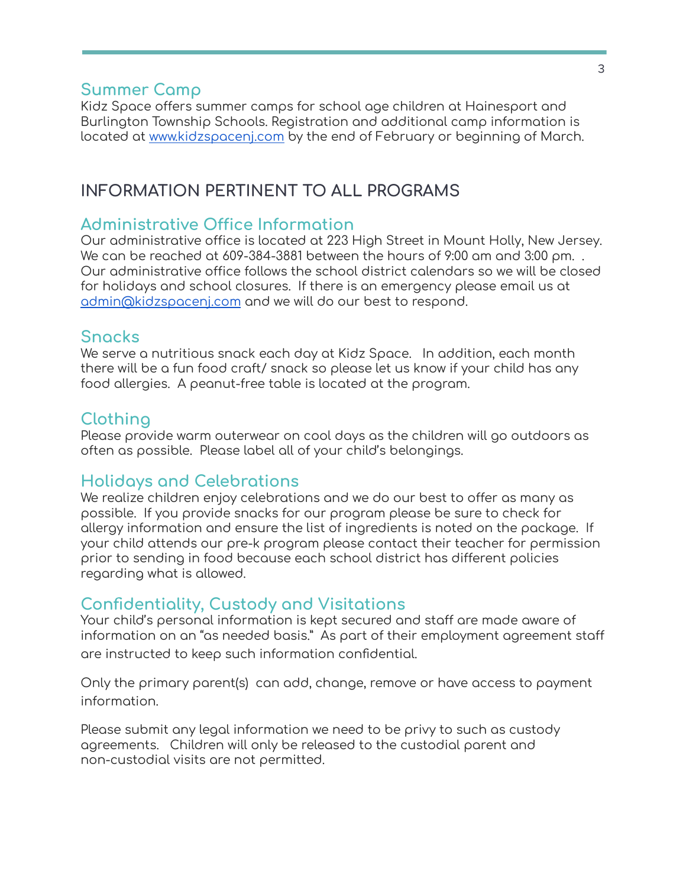## Summer Camp

Kidz Space offers summer camps for school age children at Hainesport and Burlington Township Schools. Registration and additional camp information is located at [www.kidzspacenj.com](http://www.kidzspacenj.com) by the end of February or beginning of March.

# INFORMATION PERTINENT TO ALL PROGRAMS

## Administrative Office Information

Our administrative office is located at 223 High Street in Mount Holly, New Jersey. We can be reached at 609-384-3881 between the hours of 9:00 am and 3:00 pm. . Our administrative office follows the school district calendars so we will be closed for holidays and school closures. If there is an emergency please email us at [admin@kidzspacenj.com](mailto:admin@kidzspacenj.com) and we will do our best to respond.

## Snacks

We serve a nutritious snack each day at Kidz Space. In addition, each month there will be a fun food craft/ snack so please let us know if your child has any food allergies. A peanut-free table is located at the program.

## Clothing

Please provide warm outerwear on cool days as the children will go outdoors as often as possible. Please label all of your child's belongings.

## Holidays and Celebrations

We realize children enjoy celebrations and we do our best to offer as many as possible. If you provide snacks for our program please be sure to check for allergy information and ensure the list of ingredients is noted on the package. If your child attends our pre-k program please contact their teacher for permission prior to sending in food because each school district has different policies regarding what is allowed.

## Confidentiality, Custody and Visitations

Your child's personal information is kept secured and staff are made aware of information on an "as needed basis." As part of their employment agreement staff are instructed to keep such information confidential.

Only the primary parent(s) can add, change, remove or have access to payment information.

Please submit any legal information we need to be privy to such as custody agreements. Children will only be released to the custodial parent and non-custodial visits are not permitted.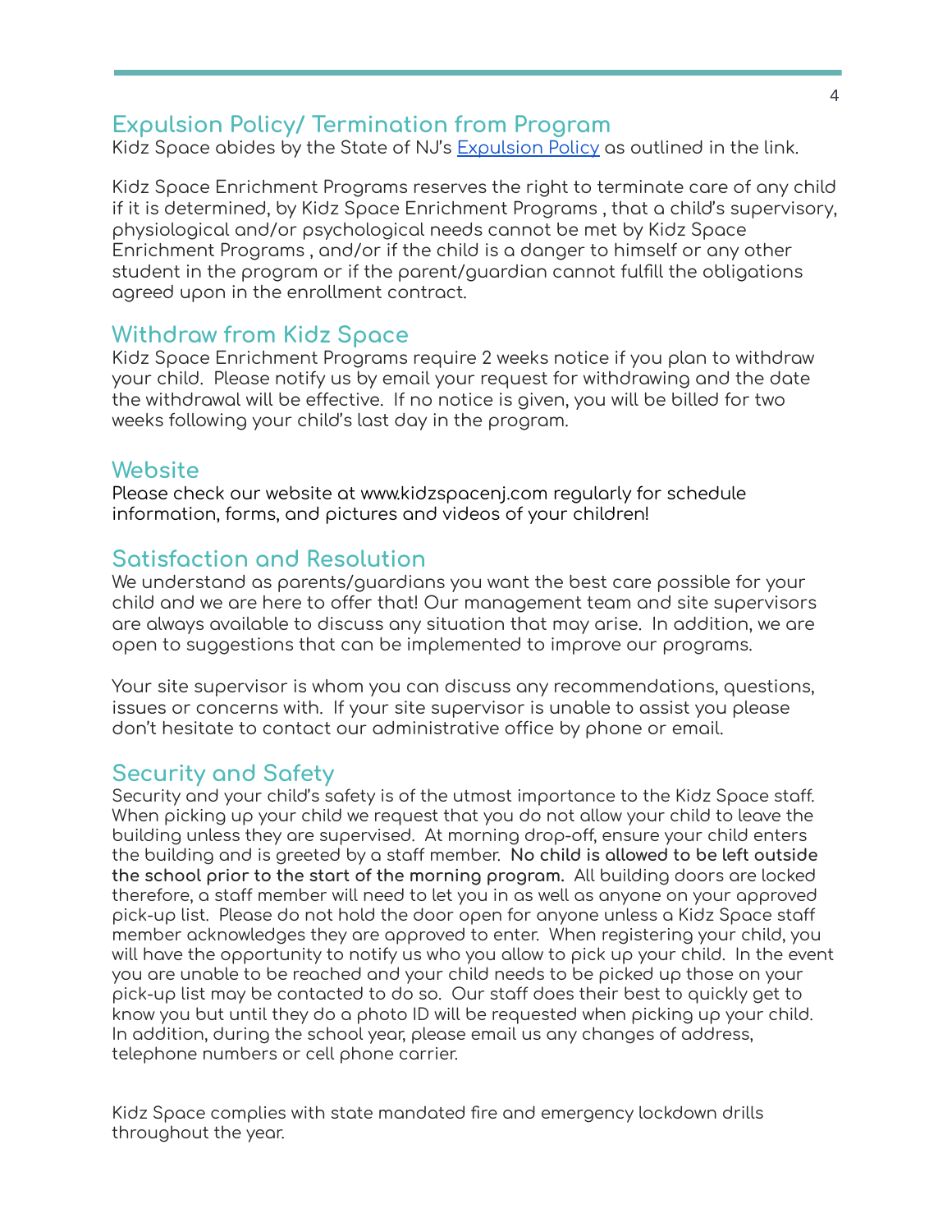## Expulsion Policy/ Termination from Program

Kidz Space abides by the State of NJ's Expulsion Policy as outlined in the link.

Kidz Space Enrichment Programs reserves the right to terminate care of any child if it is determined, by Kidz Space Enrichment Programs , that a child's supervisory, physiological and/or psychological needs cannot be met by Kidz Space Enrichment Programs , and/or if the child is a danger to himself or any other student in the program or if the parent/guardian cannot fulfill the obligations agreed upon in the enrollment contract.

## Withdraw from Kidz Space

Kidz Space Enrichment Programs require 2 weeks notice if you plan to withdraw your child. Please notify us by email your request for withdrawing and the date the withdrawal will be effective. If no notice is given, you will be billed for two weeks following your child's last day in the program.

## Website

Please check our website at www.kidzspacenj.com regularly for schedule information, forms, and pictures and videos of your children!

## Satisfaction and Resolution

We understand as parents/guardians you want the best care possible for your child and we are here to offer that! Our management team and site supervisors are always available to discuss any situation that may arise. In addition, we are open to suggestions that can be implemented to improve our programs.

Your site supervisor is whom you can discuss any recommendations, questions, issues or concerns with. If your site supervisor is unable to assist you please don't hesitate to contact our administrative office by phone or email.

## Security and Safety

Security and your child's safety is of the utmost importance to the Kidz Space staff. When picking up your child we request that you do not allow your child to leave the building unless they are supervised. At morning drop-off, ensure your child enters the building and is greeted by a staff member. **No child is allowed to be left outside the school prior to the start of the morning program.** All building doors are locked therefore, a staff member will need to let you in as well as anyone on your approved pick-up list. Please do not hold the door open for anyone unless a Kidz Space staff member acknowledges they are approved to enter. When registering your child, you will have the opportunity to notify us who you allow to pick up your child. In the event you are unable to be reached and your child needs to be picked up those on your pick-up list may be contacted to do so. Our staff does their best to quickly get to know you but until they do a photo ID will be requested when picking up your child. In addition, during the school year, please email us any changes of address, telephone numbers or cell phone carrier.

Kidz Space complies with state mandated fire and emergency lockdown drills throughout the year.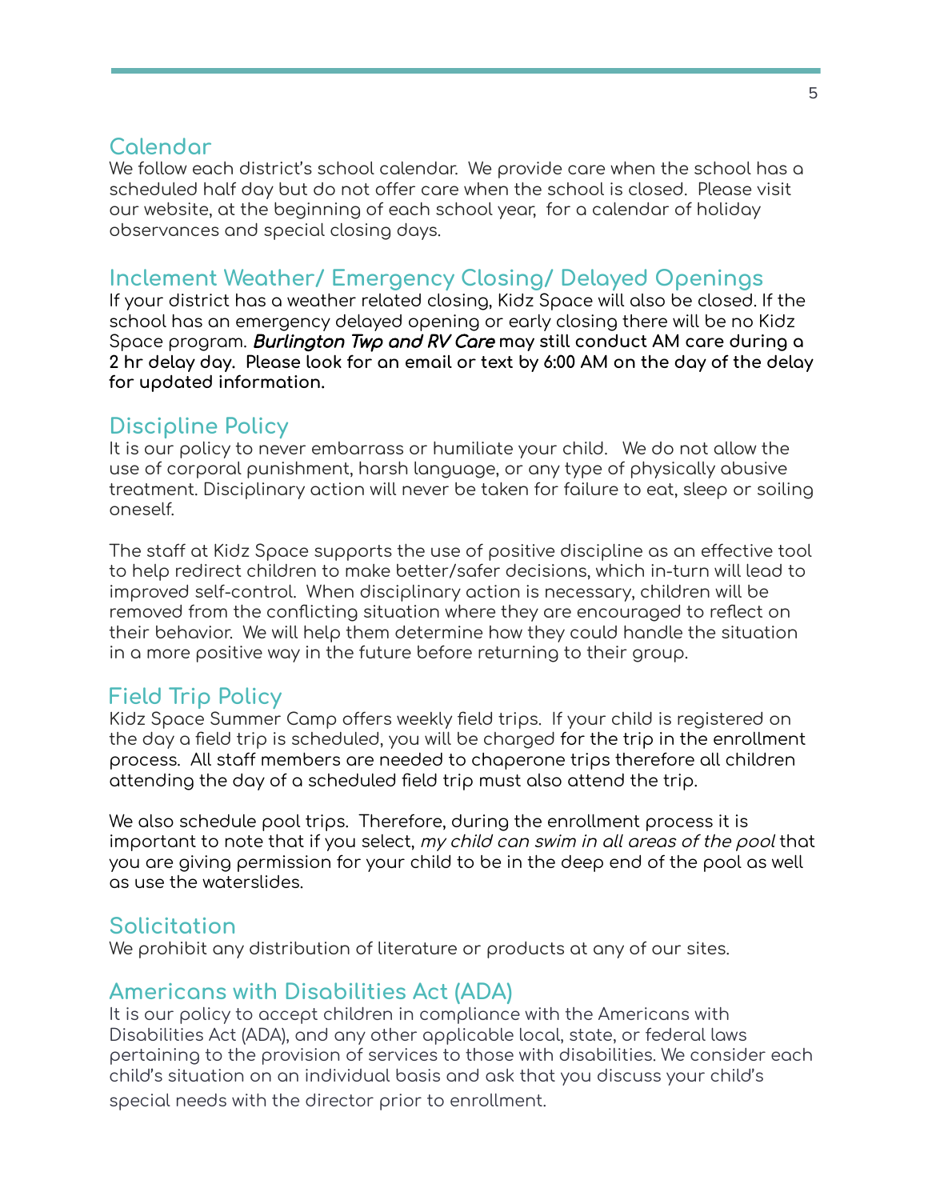## Calendar

We follow each district's school calendar. We provide care when the school has a scheduled half day but do not offer care when the school is closed. Please visit our website, at the beginning of each school year, for a calendar of holiday observances and special closing days.

## Inclement Weather/ Emergency Closing/ Delayed Openings

If your district has a weather related closing, Kidz Space will also be closed. If the school has an emergency delayed opening or early closing there will be no Kidz Space program. ***Burlington Twp and RV Care*** **may still conduct AM care during a 2 hr delay day. Please look for an email or text by 6:00 AM on the day of the delay for updated information.**

## Discipline Policy

It is our policy to never embarrass or humiliate your child. We do not allow the use of corporal punishment, harsh language, or any type of physically abusive treatment. Disciplinary action will never be taken for failure to eat, sleep or soiling oneself.

The staff at Kidz Space supports the use of positive discipline as an effective tool to help redirect children to make better/safer decisions, which in-turn will lead to improved self-control. When disciplinary action is necessary, children will be removed from the conflicting situation where they are encouraged to reflect on their behavior. We will help them determine how they could handle the situation in a more positive way in the future before returning to their group.

## Field Trip Policy

Kidz Space Summer Camp offers weekly field trips. If your child is registered on the day a field trip is scheduled, you will be charged for the trip in the enrollment process. All staff members are needed to chaperone trips therefore all children attending the day of a scheduled field trip must also attend the trip.

We also schedule pool trips. Therefore, during the enrollment process it is important to note that if you select, *my child can swim in all areas of the pool* that you are giving permission for your child to be in the deep end of the pool as well as use the waterslides.

## Solicitation

We prohibit any distribution of literature or products at any of our sites.

## Americans with Disabilities Act (ADA)

It is our policy to accept children in compliance with the Americans with Disabilities Act (ADA), and any other applicable local, state, or federal laws pertaining to the provision of services to those with disabilities. We consider each child's situation on an individual basis and ask that you discuss your child's special needs with the director prior to enrollment.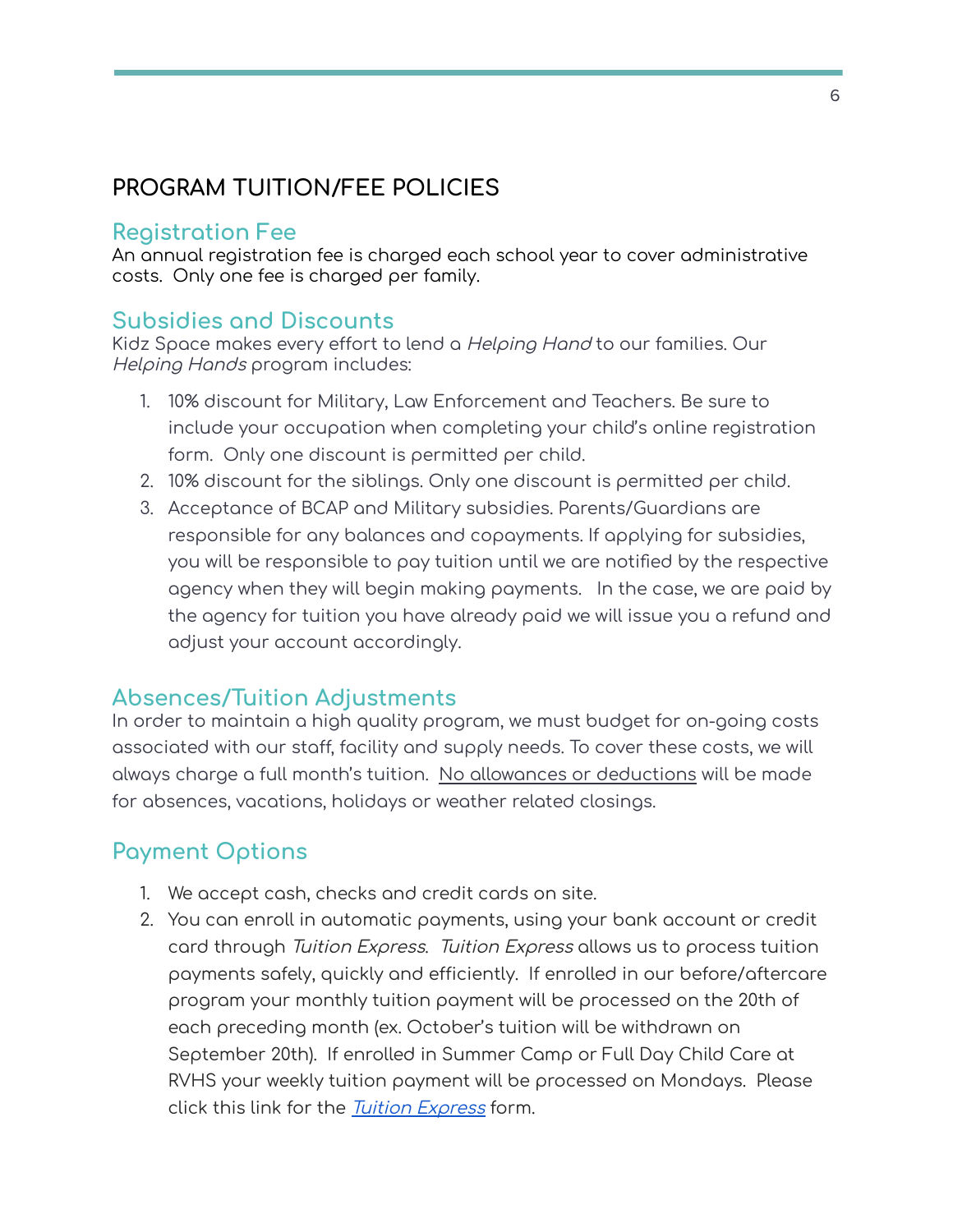# PROGRAM TUITION/FEE POLICIES

## Registration Fee

An annual registration fee is charged each school year to cover administrative costs. Only one fee is charged per family.

## Subsidies and Discounts

Kidz Space makes every effort to lend a *Helping Hand* to our families. Our *Helping Hands* program includes:

1. 10% discount for Military, Law Enforcement and Teachers. Be sure to include your occupation when completing your child's online registration form. Only one discount is permitted per child.
2. 10% discount for the siblings. Only one discount is permitted per child.
3. Acceptance of BCAP and Military subsidies. Parents/Guardians are responsible for any balances and copayments. If applying for subsidies, you will be responsible to pay tuition until we are notified by the respective agency when they will begin making payments. In the case, we are paid by the agency for tuition you have already paid we will issue you a refund and adjust your account accordingly.

## Absences/Tuition Adjustments

In order to maintain a high quality program, we must budget for on-going costs associated with our staff, facility and supply needs. To cover these costs, we will always charge a full month's tuition. No allowances or deductions will be made for absences, vacations, holidays or weather related closings.

## Payment Options

1. We accept cash, checks and credit cards on site.
2. You can enroll in automatic payments, using your bank account or credit card through *Tuition Express*. *Tuition Express* allows us to process tuition payments safely, quickly and efficiently. If enrolled in our before/aftercare program your monthly tuition payment will be processed on the 20th of each preceding month (ex. October's tuition will be withdrawn on September 20th). If enrolled in Summer Camp or Full Day Child Care at RVHS your weekly tuition payment will be processed on Mondays. Please click this link for the *Tuition Express* form.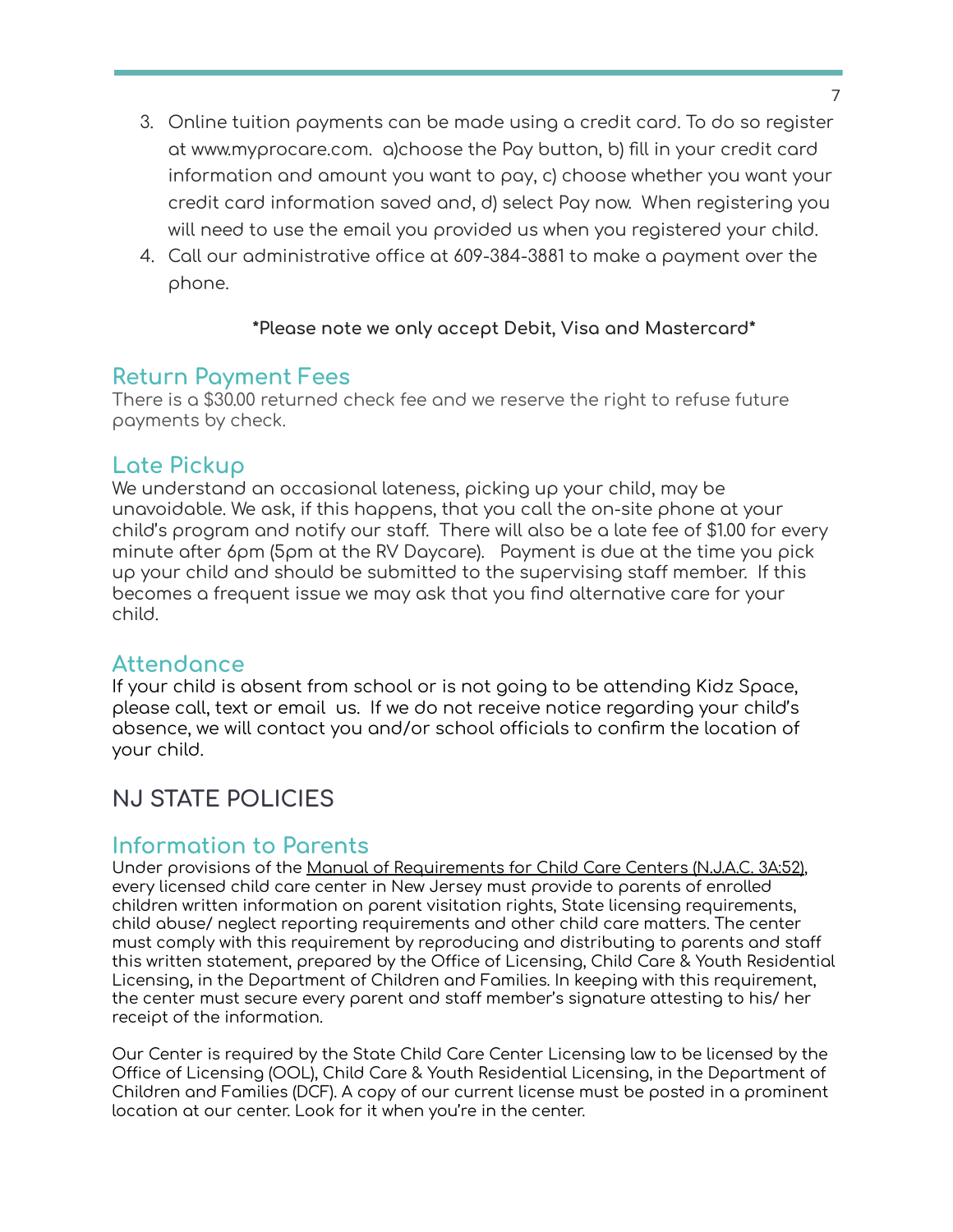3. Online tuition payments can be made using a credit card. To do so register at www.myprocare.com. a)choose the Pay button, b) fill in your credit card information and amount you want to pay, c) choose whether you want your credit card information saved and, d) select Pay now. When registering you will need to use the email you provided us when you registered your child.
4. Call our administrative office at 609-384-3881 to make a payment over the phone.

**\*Please note we only accept Debit, Visa and Mastercard\***

## Return Payment Fees

There is a $30.00 returned check fee and we reserve the right to refuse future payments by check.

## Late Pickup

We understand an occasional lateness, picking up your child, may be unavoidable. We ask, if this happens, that you call the on-site phone at your child's program and notify our staff. There will also be a late fee of $1.00 for every minute after 6pm (5pm at the RV Daycare). Payment is due at the time you pick up your child and should be submitted to the supervising staff member. If this becomes a frequent issue we may ask that you find alternative care for your child.

## Attendance

If your child is absent from school or is not going to be attending Kidz Space, please call, text or email us. If we do not receive notice regarding your child's absence, we will contact you and/or school officials to confirm the location of your child.

# NJ STATE POLICIES

## Information to Parents

Under provisions of the Manual of Requirements for Child Care Centers (N.J.A.C. 3A:52), every licensed child care center in New Jersey must provide to parents of enrolled children written information on parent visitation rights, State licensing requirements, child abuse/ neglect reporting requirements and other child care matters. The center must comply with this requirement by reproducing and distributing to parents and staff this written statement, prepared by the Office of Licensing, Child Care & Youth Residential Licensing, in the Department of Children and Families. In keeping with this requirement, the center must secure every parent and staff member's signature attesting to his/ her receipt of the information.

Our Center is required by the State Child Care Center Licensing law to be licensed by the Office of Licensing (OOL), Child Care & Youth Residential Licensing, in the Department of Children and Families (DCF). A copy of our current license must be posted in a prominent location at our center. Look for it when you're in the center.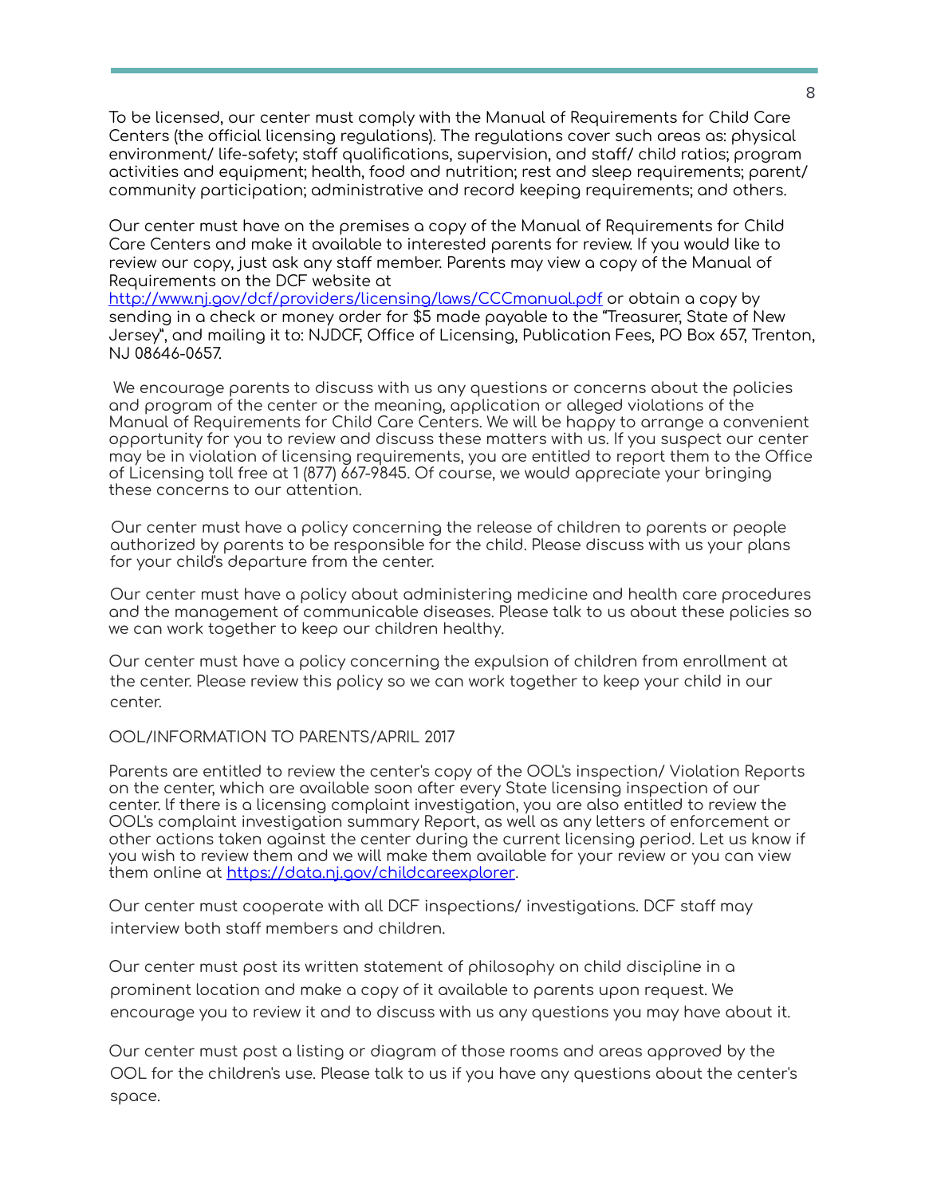To be licensed, our center must comply with the Manual of Requirements for Child Care Centers (the official licensing regulations). The regulations cover such areas as: physical environment/ life-safety; staff qualifications, supervision, and staff/ child ratios; program activities and equipment; health, food and nutrition; rest and sleep requirements; parent/ community participation; administrative and record keeping requirements; and others.

Our center must have on the premises a copy of the Manual of Requirements for Child Care Centers and make it available to interested parents for review. If you would like to review our copy, just ask any staff member. Parents may view a copy of the Manual of Requirements on the DCF website at [http://www.nj.gov/dcf/providers/licensing/laws/CCCmanual.pdf](http://www.nj.gov/dcf/providers/licensing/laws/CCCmanual.pdf) or obtain a copy by sending in a check or money order for $5 made payable to the "Treasurer, State of New Jersey", and mailing it to: NJDCF, Office of Licensing, Publication Fees, PO Box 657, Trenton, NJ 08646-0657.

We encourage parents to discuss with us any questions or concerns about the policies and program of the center or the meaning, application or alleged violations of the Manual of Requirements for Child Care Centers. We will be happy to arrange a convenient opportunity for you to review and discuss these matters with us. If you suspect our center may be in violation of licensing requirements, you are entitled to report them to the Office of Licensing toll free at 1 (877) 667-9845. Of course, we would appreciate your bringing these concerns to our attention.

Our center must have a policy concerning the release of children to parents or people authorized by parents to be responsible for the child. Please discuss with us your plans for your child's departure from the center.

Our center must have a policy about administering medicine and health care procedures and the management of communicable diseases. Please talk to us about these policies so we can work together to keep our children healthy.

Our center must have a policy concerning the expulsion of children from enrollment at the center. Please review this policy so we can work together to keep your child in our center.

OOL/INFORMATION TO PARENTS/APRIL 2017

Parents are entitled to review the center's copy of the OOL's inspection/ Violation Reports on the center, which are available soon after every State licensing inspection of our center. If there is a licensing complaint investigation, you are also entitled to review the OOL's complaint investigation summary Report, as well as any letters of enforcement or other actions taken against the center during the current licensing period. Let us know if you wish to review them and we will make them available for your review or you can view them online at [https://data.nj.gov/childcareexplorer](https://data.nj.gov/childcareexplorer).

Our center must cooperate with all DCF inspections/ investigations. DCF staff may interview both staff members and children.

Our center must post its written statement of philosophy on child discipline in a prominent location and make a copy of it available to parents upon request. We encourage you to review it and to discuss with us any questions you may have about it.

Our center must post a listing or diagram of those rooms and areas approved by the OOL for the children's use. Please talk to us if you have any questions about the center's space.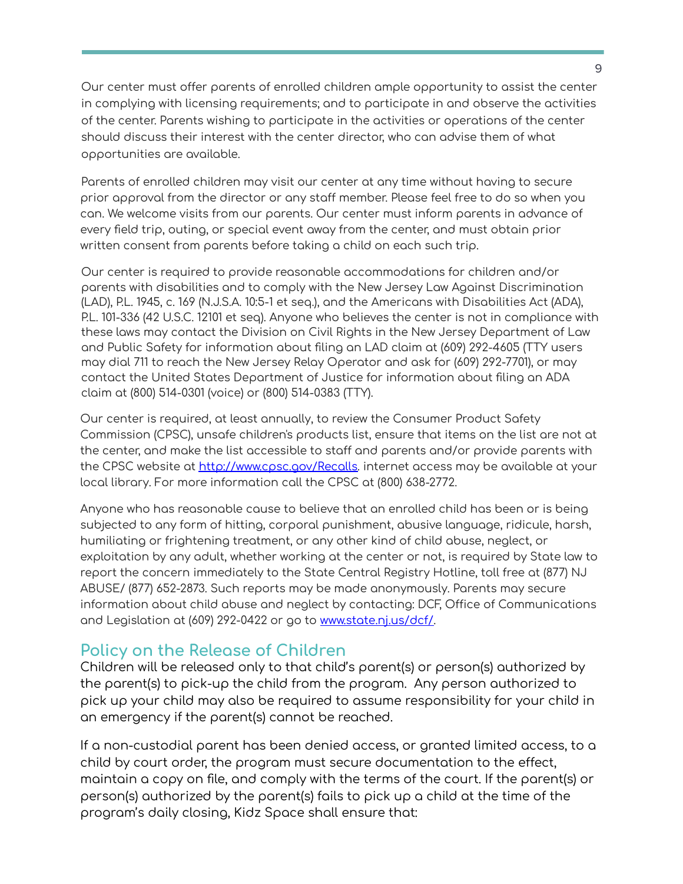Our center must offer parents of enrolled children ample opportunity to assist the center in complying with licensing requirements; and to participate in and observe the activities of the center. Parents wishing to participate in the activities or operations of the center should discuss their interest with the center director, who can advise them of what opportunities are available.

Parents of enrolled children may visit our center at any time without having to secure prior approval from the director or any staff member. Please feel free to do so when you can. We welcome visits from our parents. Our center must inform parents in advance of every field trip, outing, or special event away from the center, and must obtain prior written consent from parents before taking a child on each such trip.

Our center is required to provide reasonable accommodations for children and/or parents with disabilities and to comply with the New Jersey Law Against Discrimination (LAD), P.L. 1945, c. 169 (N.J.S.A. 10:5-1 et seq.), and the Americans with Disabilities Act (ADA), P.L. 101-336 (42 U.S.C. 12101 et seq). Anyone who believes the center is not in compliance with these laws may contact the Division on Civil Rights in the New Jersey Department of Law and Public Safety for information about filing an LAD claim at (609) 292-4605 (TTY users may dial 711 to reach the New Jersey Relay Operator and ask for (609) 292-7701), or may contact the United States Department of Justice for information about filing an ADA claim at (800) 514-0301 (voice) or (800) 514-0383 (TTY).

Our center is required, at least annually, to review the Consumer Product Safety Commission (CPSC), unsafe children's products list, ensure that items on the list are not at the center, and make the list accessible to staff and parents and/or provide parents with the CPSC website at [http://www.cpsc.gov/Recalls](http://www.cpsc.gov/Recalls). internet access may be available at your local library. For more information call the CPSC at (800) 638-2772.

Anyone who has reasonable cause to believe that an enrolled child has been or is being subjected to any form of hitting, corporal punishment, abusive language, ridicule, harsh, humiliating or frightening treatment, or any other kind of child abuse, neglect, or exploitation by any adult, whether working at the center or not, is required by State law to report the concern immediately to the State Central Registry Hotline, toll free at (877) NJ ABUSE/ (877) 652-2873. Such reports may be made anonymously. Parents may secure information about child abuse and neglect by contacting: DCF, Office of Communications and Legislation at (609) 292-0422 or go to [www.state.nj.us/dcf/](http://www.state.nj.us/dcf/).

## Policy on the Release of Children

Children will be released only to that child's parent(s) or person(s) authorized by the parent(s) to pick-up the child from the program. Any person authorized to pick up your child may also be required to assume responsibility for your child in an emergency if the parent(s) cannot be reached.

If a non-custodial parent has been denied access, or granted limited access, to a child by court order, the program must secure documentation to the effect, maintain a copy on file, and comply with the terms of the court. If the parent(s) or person(s) authorized by the parent(s) fails to pick up a child at the time of the program's daily closing, Kidz Space shall ensure that: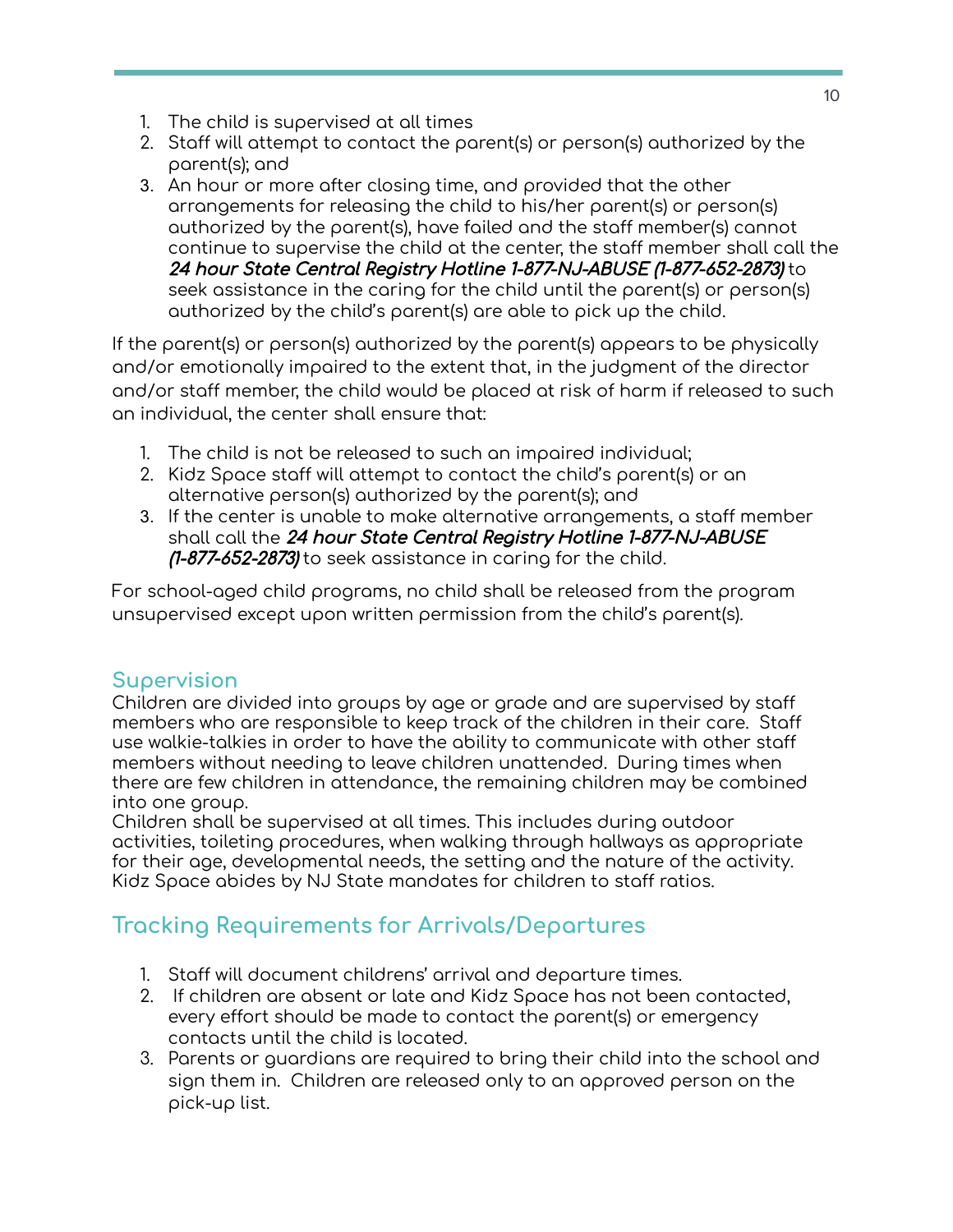1. The child is supervised at all times
2. Staff will attempt to contact the parent(s) or person(s) authorized by the parent(s); and
3. An hour or more after closing time, and provided that the other arrangements for releasing the child to his/her parent(s) or person(s) authorized by the parent(s), have failed and the staff member(s) cannot continue to supervise the child at the center, the staff member shall call the ***24 hour State Central Registry Hotline 1-877-NJ-ABUSE (1-877-652-2873)*** to seek assistance in the caring for the child until the parent(s) or person(s) authorized by the child's parent(s) are able to pick up the child.

If the parent(s) or person(s) authorized by the parent(s) appears to be physically and/or emotionally impaired to the extent that, in the judgment of the director and/or staff member, the child would be placed at risk of harm if released to such an individual, the center shall ensure that:

1. The child is not be released to such an impaired individual;
2. Kidz Space staff will attempt to contact the child's parent(s) or an alternative person(s) authorized by the parent(s); and
3. If the center is unable to make alternative arrangements, a staff member shall call the ***24 hour State Central Registry Hotline 1-877-NJ-ABUSE (1-877-652-2873)*** to seek assistance in caring for the child.

For school-aged child programs, no child shall be released from the program unsupervised except upon written permission from the child's parent(s).

## Supervision

Children are divided into groups by age or grade and are supervised by staff members who are responsible to keep track of the children in their care. Staff use walkie-talkies in order to have the ability to communicate with other staff members without needing to leave children unattended. During times when there are few children in attendance, the remaining children may be combined into one group.

Children shall be supervised at all times. This includes during outdoor activities, toileting procedures, when walking through hallways as appropriate for their age, developmental needs, the setting and the nature of the activity. Kidz Space abides by NJ State mandates for children to staff ratios.

## Tracking Requirements for Arrivals/Departures

1. Staff will document childrens' arrival and departure times.
2. If children are absent or late and Kidz Space has not been contacted, every effort should be made to contact the parent(s) or emergency contacts until the child is located.
3. Parents or guardians are required to bring their child into the school and sign them in. Children are released only to an approved person on the pick-up list.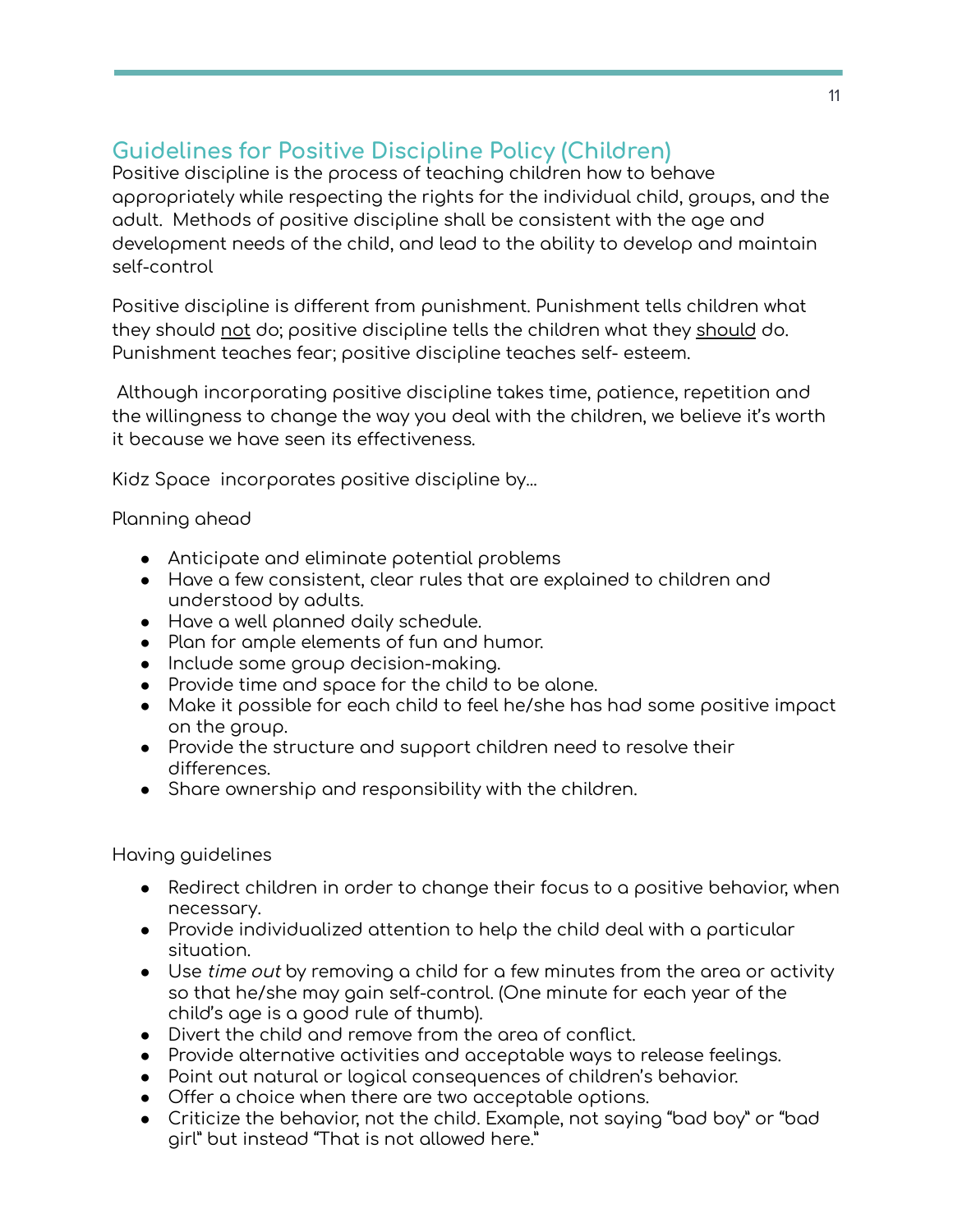## Guidelines for Positive Discipline Policy (Children)

Positive discipline is the process of teaching children how to behave appropriately while respecting the rights for the individual child, groups, and the adult. Methods of positive discipline shall be consistent with the age and development needs of the child, and lead to the ability to develop and maintain self-control

Positive discipline is different from punishment. Punishment tells children what they should <u>not</u> do; positive discipline tells the children what they <u>should</u> do. Punishment teaches fear; positive discipline teaches self- esteem.

Although incorporating positive discipline takes time, patience, repetition and the willingness to change the way you deal with the children, we believe it's worth it because we have seen its effectiveness.

Kidz Space incorporates positive discipline by…

Planning ahead

- Anticipate and eliminate potential problems
- Have a few consistent, clear rules that are explained to children and understood by adults.
- Have a well planned daily schedule.
- Plan for ample elements of fun and humor.
- Include some group decision-making.
- Provide time and space for the child to be alone.
- Make it possible for each child to feel he/she has had some positive impact on the group.
- Provide the structure and support children need to resolve their differences.
- Share ownership and responsibility with the children.

Having guidelines

- Redirect children in order to change their focus to a positive behavior, when necessary.
- Provide individualized attention to help the child deal with a particular situation.
- Use *time out* by removing a child for a few minutes from the area or activity so that he/she may gain self-control. (One minute for each year of the child's age is a good rule of thumb).
- Divert the child and remove from the area of conflict.
- Provide alternative activities and acceptable ways to release feelings.
- Point out natural or logical consequences of children's behavior.
- Offer a choice when there are two acceptable options.
- Criticize the behavior, not the child. Example, not saying "bad boy" or "bad girl" but instead "That is not allowed here."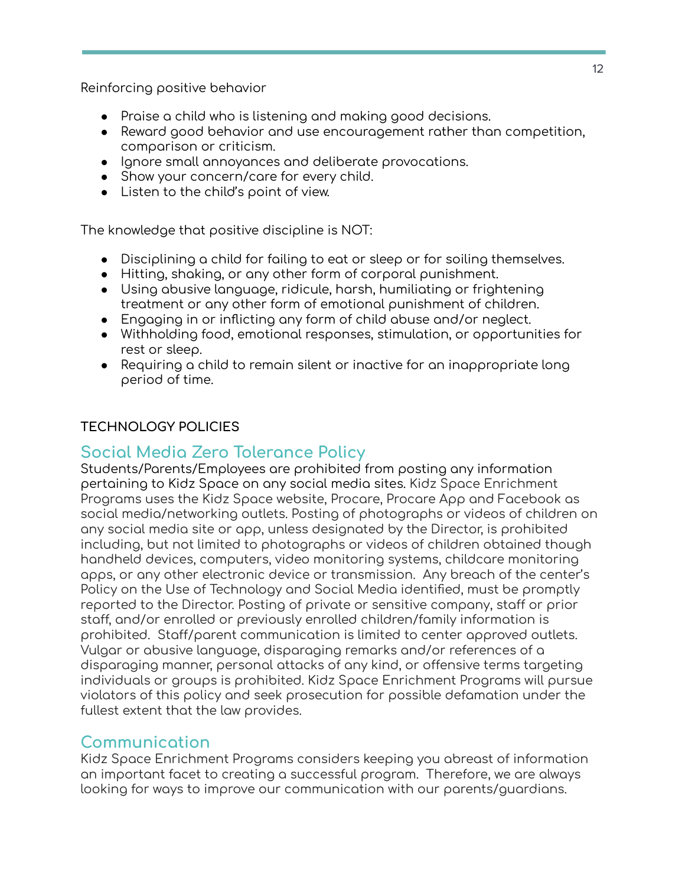Reinforcing positive behavior

- Praise a child who is listening and making good decisions.
- Reward good behavior and use encouragement rather than competition, comparison or criticism.
- Ignore small annoyances and deliberate provocations.
- Show your concern/care for every child.
- Listen to the child's point of view.

The knowledge that positive discipline is NOT:

- Disciplining a child for failing to eat or sleep or for soiling themselves.
- Hitting, shaking, or any other form of corporal punishment.
- Using abusive language, ridicule, harsh, humiliating or frightening treatment or any other form of emotional punishment of children.
- Engaging in or inflicting any form of child abuse and/or neglect.
- Withholding food, emotional responses, stimulation, or opportunities for rest or sleep.
- Requiring a child to remain silent or inactive for an inappropriate long period of time.

**TECHNOLOGY POLICIES**

## Social Media Zero Tolerance Policy

Students/Parents/Employees are prohibited from posting any information pertaining to Kidz Space on any social media sites. Kidz Space Enrichment Programs uses the Kidz Space website, Procare, Procare App and Facebook as social media/networking outlets. Posting of photographs or videos of children on any social media site or app, unless designated by the Director, is prohibited including, but not limited to photographs or videos of children obtained though handheld devices, computers, video monitoring systems, childcare monitoring apps, or any other electronic device or transmission. Any breach of the center's Policy on the Use of Technology and Social Media identified, must be promptly reported to the Director. Posting of private or sensitive company, staff or prior staff, and/or enrolled or previously enrolled children/family information is prohibited. Staff/parent communication is limited to center approved outlets. Vulgar or abusive language, disparaging remarks and/or references of a disparaging manner, personal attacks of any kind, or offensive terms targeting individuals or groups is prohibited. Kidz Space Enrichment Programs will pursue violators of this policy and seek prosecution for possible defamation under the fullest extent that the law provides.

## Communication

Kidz Space Enrichment Programs considers keeping you abreast of information an important facet to creating a successful program. Therefore, we are always looking for ways to improve our communication with our parents/guardians.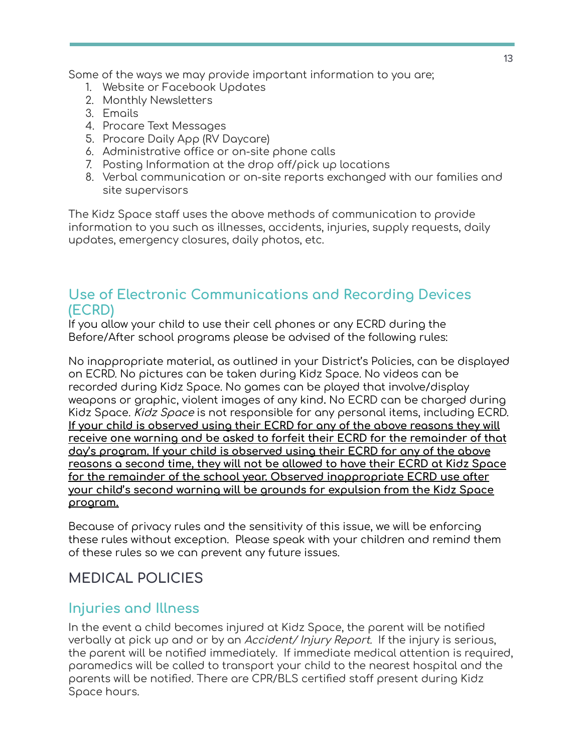Some of the ways we may provide important information to you are;

1. Website or Facebook Updates
2. Monthly Newsletters
3. Emails
4. Procare Text Messages
5. Procare Daily App (RV Daycare)
6. Administrative office or on-site phone calls
7. Posting Information at the drop off/pick up locations
8. Verbal communication or on-site reports exchanged with our families and site supervisors

The Kidz Space staff uses the above methods of communication to provide information to you such as illnesses, accidents, injuries, supply requests, daily updates, emergency closures, daily photos, etc.

## Use of Electronic Communications and Recording Devices (ECRD)

If you allow your child to use their cell phones or any ECRD during the Before/After school programs please be advised of the following rules:

No inappropriate material, as outlined in your District's Policies, can be displayed on ECRD. No pictures can be taken during Kidz Space. No videos can be recorded during Kidz Space. No games can be played that involve/display weapons or graphic, violent images of any kind. No ECRD can be charged during Kidz Space. *Kidz Space* is not responsible for any personal items, including ECRD. **If your child is observed using their ECRD for any of the above reasons they will receive one warning and be asked to forfeit their ECRD for the remainder of that day's program. If your child is observed using their ECRD for any of the above reasons a second time, they will not be allowed to have their ECRD at Kidz Space for the remainder of the school year. Observed inappropriate ECRD use after your child's second warning will be grounds for expulsion from the Kidz Space program.**

Because of privacy rules and the sensitivity of this issue, we will be enforcing these rules without exception. Please speak with your children and remind them of these rules so we can prevent any future issues.

# MEDICAL POLICIES

## Injuries and Illness

In the event a child becomes injured at Kidz Space, the parent will be notified verbally at pick up and or by an *Accident/ Injury Report.* If the injury is serious, the parent will be notified immediately. If immediate medical attention is required, paramedics will be called to transport your child to the nearest hospital and the parents will be notified. There are CPR/BLS certified staff present during Kidz Space hours.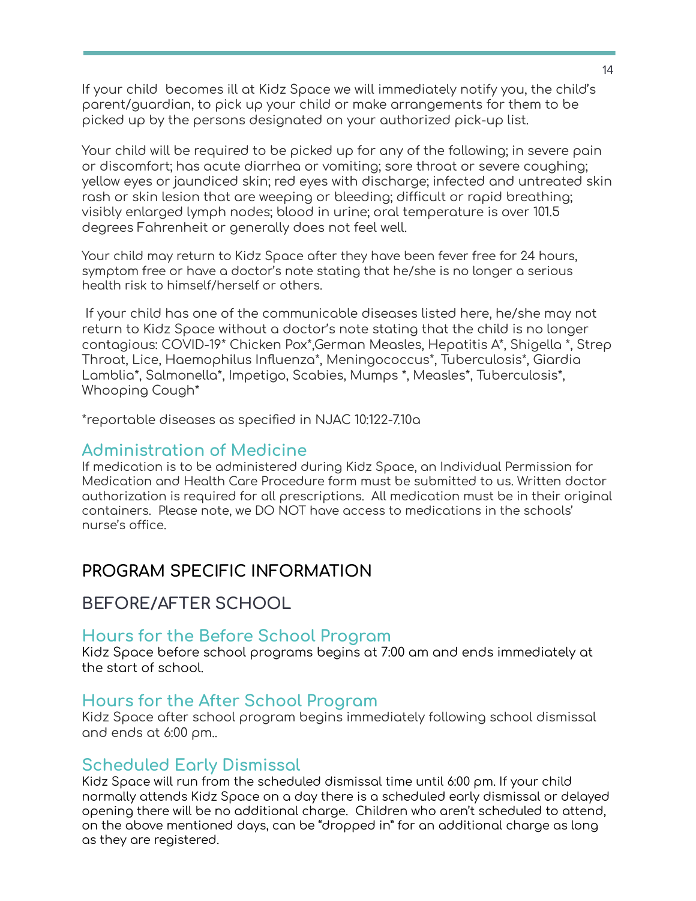If your child  becomes ill at Kidz Space we will immediately notify you, the child's parent/guardian, to pick up your child or make arrangements for them to be picked up by the persons designated on your authorized pick-up list.

Your child will be required to be picked up for any of the following; in severe pain or discomfort; has acute diarrhea or vomiting; sore throat or severe coughing; yellow eyes or jaundiced skin; red eyes with discharge; infected and untreated skin rash or skin lesion that are weeping or bleeding; difficult or rapid breathing; visibly enlarged lymph nodes; blood in urine; oral temperature is over 101.5 degrees Fahrenheit or generally does not feel well.

Your child may return to Kidz Space after they have been fever free for 24 hours, symptom free or have a doctor's note stating that he/she is no longer a serious health risk to himself/herself or others.

If your child has one of the communicable diseases listed here, he/she may not return to Kidz Space without a doctor's note stating that the child is no longer contagious: COVID-19* Chicken Pox*,German Measles, Hepatitis A*, Shigella *, Strep Throat, Lice, Haemophilus Influenza*, Meningococcus*, Tuberculosis*, Giardia Lamblia*, Salmonella*, Impetigo, Scabies, Mumps *, Measles*, Tuberculosis*, Whooping Cough*

*reportable diseases as specified in NJAC 10:122-7.10a

### Administration of Medicine

If medication is to be administered during Kidz Space, an Individual Permission for Medication and Health Care Procedure form must be submitted to us. Written doctor authorization is required for all prescriptions.  All medication must be in their original containers.  Please note, we DO NOT have access to medications in the schools' nurse's office.

## PROGRAM SPECIFIC INFORMATION

## BEFORE/AFTER SCHOOL

### Hours for the Before School Program

Kidz Space before school programs begins at 7:00 am and ends immediately at the start of school.

### Hours for the After School Program

Kidz Space after school program begins immediately following school dismissal and ends at 6:00 pm..

### Scheduled Early Dismissal

Kidz Space will run from the scheduled dismissal time until 6:00 pm. If your child normally attends Kidz Space on a day there is a scheduled early dismissal or delayed opening there will be no additional charge.  Children who aren't scheduled to attend, on the above mentioned days, can be "dropped in" for an additional charge as long as they are registered.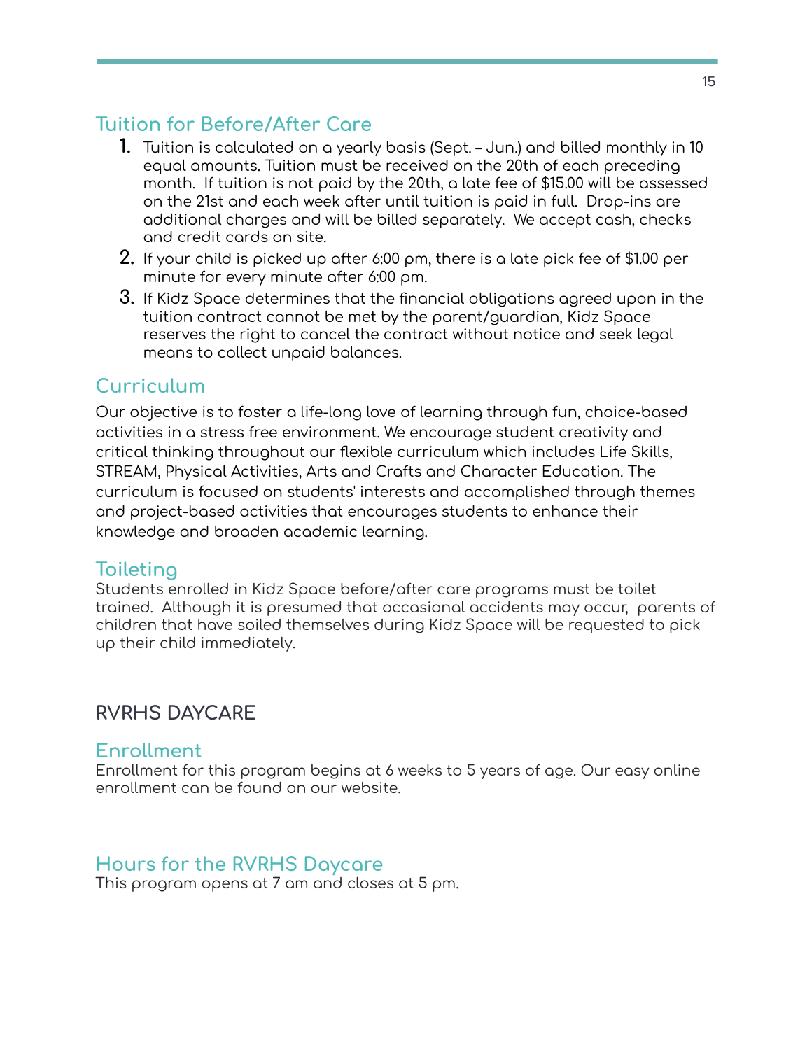## Tuition for Before/After Care

1. Tuition is calculated on a yearly basis (Sept. – Jun.) and billed monthly in 10 equal amounts. Tuition must be received on the 20th of each preceding month. If tuition is not paid by the 20th, a late fee of $15.00 will be assessed on the 21st and each week after until tuition is paid in full. Drop-ins are additional charges and will be billed separately. We accept cash, checks and credit cards on site.
2. If your child is picked up after 6:00 pm, there is a late pick fee of $1.00 per minute for every minute after 6:00 pm.
3. If Kidz Space determines that the financial obligations agreed upon in the tuition contract cannot be met by the parent/guardian, Kidz Space reserves the right to cancel the contract without notice and seek legal means to collect unpaid balances.

## Curriculum

Our objective is to foster a life-long love of learning through fun, choice-based activities in a stress free environment. We encourage student creativity and critical thinking throughout our flexible curriculum which includes Life Skills, STREAM, Physical Activities, Arts and Crafts and Character Education. The curriculum is focused on students' interests and accomplished through themes and project-based activities that encourages students to enhance their knowledge and broaden academic learning.

## Toileting

Students enrolled in Kidz Space before/after care programs must be toilet trained. Although it is presumed that occasional accidents may occur, parents of children that have soiled themselves during Kidz Space will be requested to pick up their child immediately.

# RVRHS DAYCARE

## Enrollment

Enrollment for this program begins at 6 weeks to 5 years of age. Our easy online enrollment can be found on our website.

## Hours for the RVRHS Daycare

This program opens at 7 am and closes at 5 pm.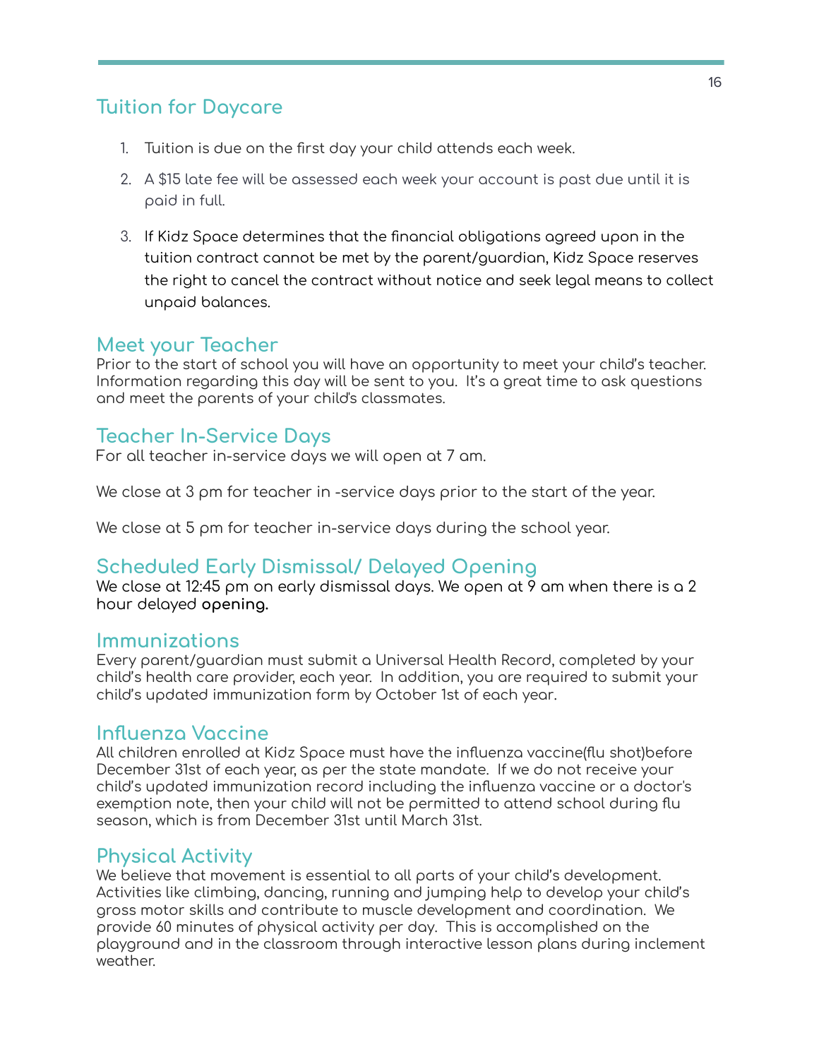## Tuition for Daycare

1. Tuition is due on the first day your child attends each week.
2. A $15 late fee will be assessed each week your account is past due until it is paid in full.
3. If Kidz Space determines that the financial obligations agreed upon in the tuition contract cannot be met by the parent/guardian, Kidz Space reserves the right to cancel the contract without notice and seek legal means to collect unpaid balances.

## Meet your Teacher

Prior to the start of school you will have an opportunity to meet your child's teacher. Information regarding this day will be sent to you. It's a great time to ask questions and meet the parents of your child's classmates.

## Teacher In-Service Days

For all teacher in-service days we will open at 7 am.

We close at 3 pm for teacher in -service days prior to the start of the year.

We close at 5 pm for teacher in-service days during the school year.

## Scheduled Early Dismissal/ Delayed Opening

We close at 12:45 pm on early dismissal days. We open at 9 am when there is a 2 hour delayed **opening.**

## Immunizations

Every parent/guardian must submit a Universal Health Record, completed by your child's health care provider, each year. In addition, you are required to submit your child's updated immunization form by October 1st of each year.

## Influenza Vaccine

All children enrolled at Kidz Space must have the influenza vaccine(flu shot)before December 31st of each year, as per the state mandate. If we do not receive your child's updated immunization record including the influenza vaccine or a doctor's exemption note, then your child will not be permitted to attend school during flu season, which is from December 31st until March 31st.

## Physical Activity

We believe that movement is essential to all parts of your child's development. Activities like climbing, dancing, running and jumping help to develop your child's gross motor skills and contribute to muscle development and coordination. We provide 60 minutes of physical activity per day. This is accomplished on the playground and in the classroom through interactive lesson plans during inclement weather.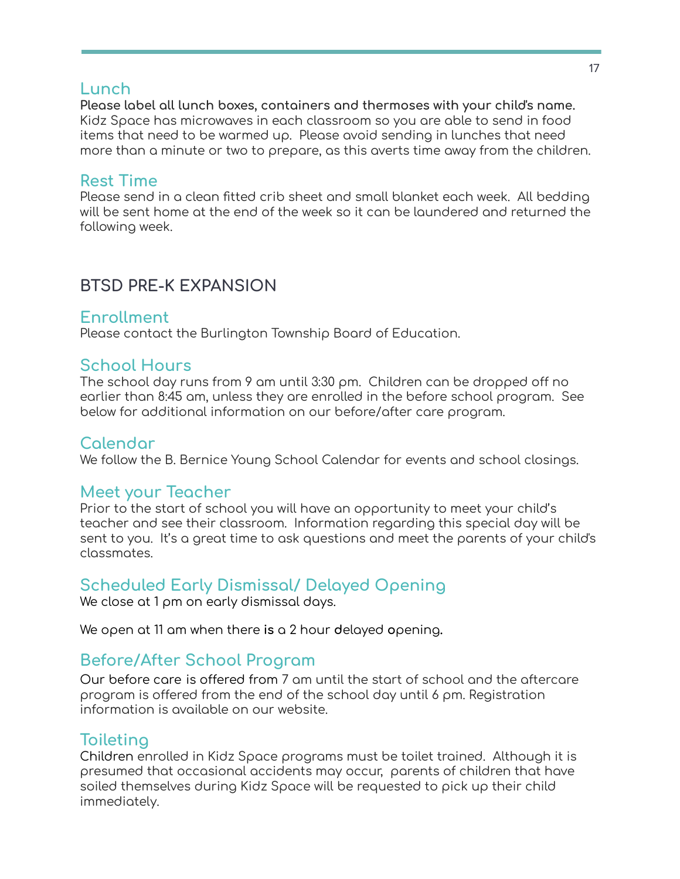## Lunch

**Please label all lunch boxes, containers and thermoses with your child's name.** Kidz Space has microwaves in each classroom so you are able to send in food items that need to be warmed up. Please avoid sending in lunches that need more than a minute or two to prepare, as this averts time away from the children.

## Rest Time

Please send in a clean fitted crib sheet and small blanket each week. All bedding will be sent home at the end of the week so it can be laundered and returned the following week.

# BTSD PRE-K EXPANSION

## Enrollment

Please contact the Burlington Township Board of Education.

## School Hours

The school day runs from 9 am until 3:30 pm. Children can be dropped off no earlier than 8:45 am, unless they are enrolled in the before school program. See below for additional information on our before/after care program.

## Calendar

We follow the B. Bernice Young School Calendar for events and school closings.

## Meet your Teacher

Prior to the start of school you will have an opportunity to meet your child's teacher and see their classroom. Information regarding this special day will be sent to you. It's a great time to ask questions and meet the parents of your child's classmates.

## Scheduled Early Dismissal/ Delayed Opening

We close at 1 pm on early dismissal days.

We open at 11 am when there is a 2 hour delayed opening.

## Before/After School Program

Our before care is offered from 7 am until the start of school and the aftercare program is offered from the end of the school day until 6 pm. Registration information is available on our website.

## Toileting

Children enrolled in Kidz Space programs must be toilet trained. Although it is presumed that occasional accidents may occur, parents of children that have soiled themselves during Kidz Space will be requested to pick up their child immediately.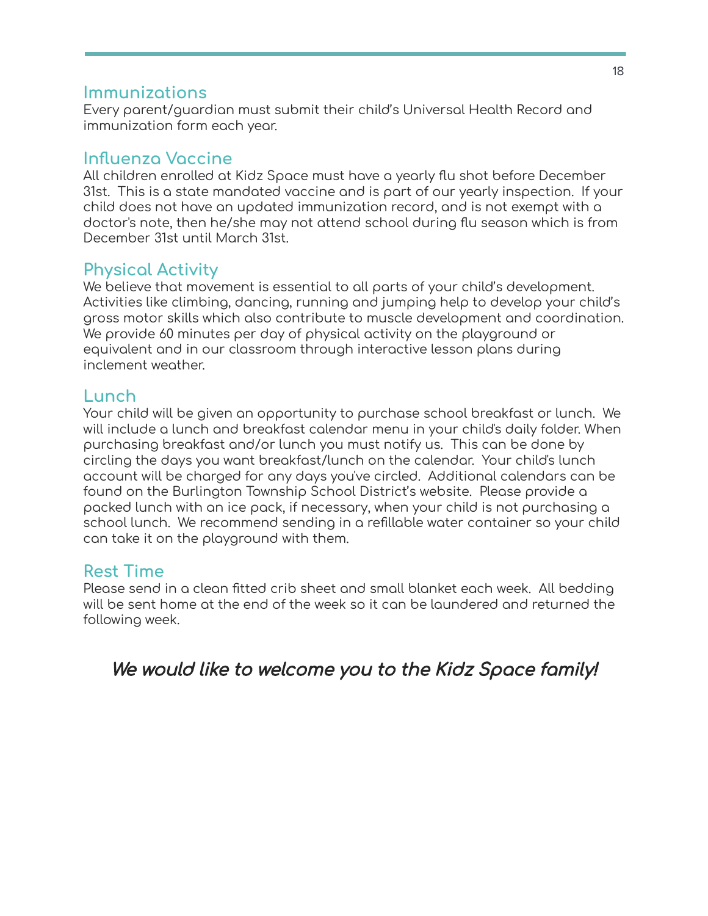## Immunizations

Every parent/guardian must submit their child's Universal Health Record and immunization form each year.

## Influenza Vaccine

All children enrolled at Kidz Space must have a yearly flu shot before December 31st. This is a state mandated vaccine and is part of our yearly inspection. If your child does not have an updated immunization record, and is not exempt with a doctor's note, then he/she may not attend school during flu season which is from December 31st until March 31st.

## Physical Activity

We believe that movement is essential to all parts of your child's development. Activities like climbing, dancing, running and jumping help to develop your child's gross motor skills which also contribute to muscle development and coordination. We provide 60 minutes per day of physical activity on the playground or equivalent and in our classroom through interactive lesson plans during inclement weather.

## Lunch

Your child will be given an opportunity to purchase school breakfast or lunch. We will include a lunch and breakfast calendar menu in your child's daily folder. When purchasing breakfast and/or lunch you must notify us. This can be done by circling the days you want breakfast/lunch on the calendar. Your child's lunch account will be charged for any days you've circled. Additional calendars can be found on the Burlington Township School District's website. Please provide a packed lunch with an ice pack, if necessary, when your child is not purchasing a school lunch. We recommend sending in a refillable water container so your child can take it on the playground with them.

## Rest Time

Please send in a clean fitted crib sheet and small blanket each week. All bedding will be sent home at the end of the week so it can be laundered and returned the following week.

***We would like to welcome you to the Kidz Space family!***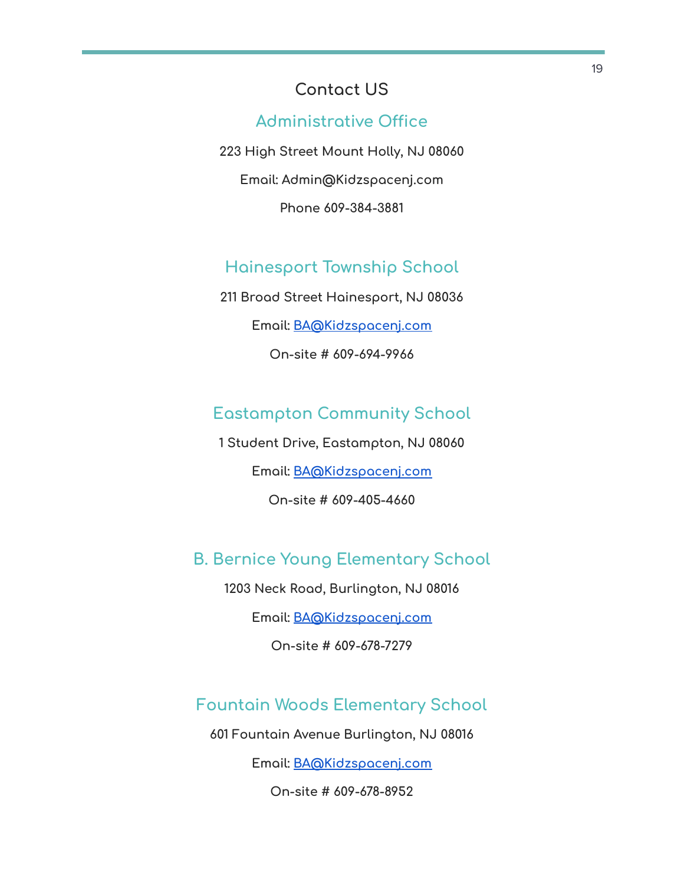# Contact US

## Administrative Office

223 High Street Mount Holly, NJ 08060

Email: Admin@Kidzspacenj.com

Phone 609-384-3881

## Hainesport Township School

211 Broad Street Hainesport, NJ 08036

Email: BA@Kidzspacenj.com

On-site # 609-694-9966

## Eastampton Community School

1 Student Drive, Eastampton, NJ 08060

Email: BA@Kidzspacenj.com

On-site # 609-405-4660

## B. Bernice Young Elementary School

1203 Neck Road, Burlington, NJ 08016

Email: BA@Kidzspacenj.com

On-site # 609-678-7279

## Fountain Woods Elementary School

601 Fountain Avenue Burlington, NJ 08016

Email: BA@Kidzspacenj.com

On-site # 609-678-8952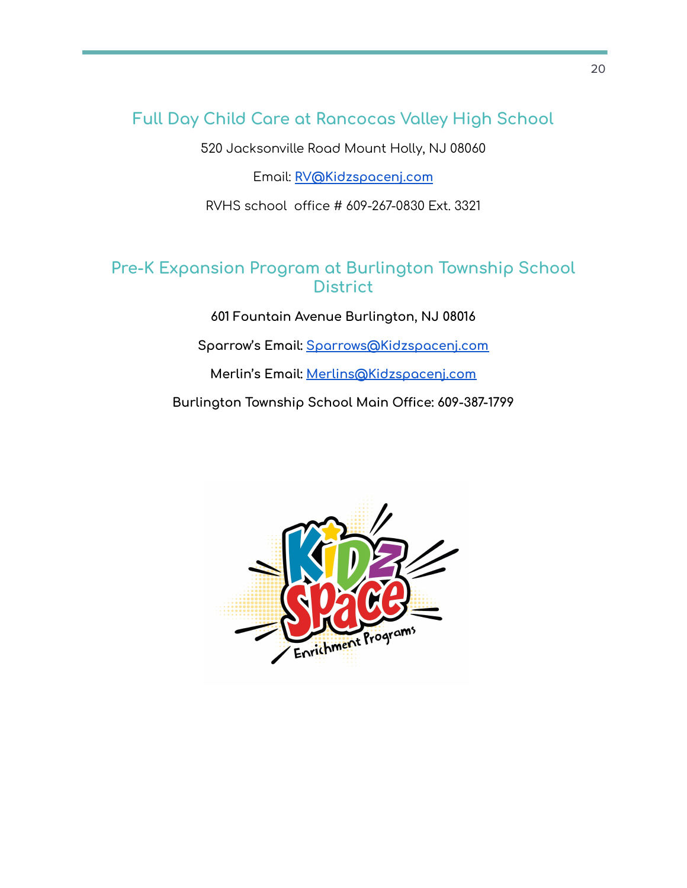## Full Day Child Care at Rancocas Valley High School

520 Jacksonville Road Mount Holly, NJ 08060

Email: RV@Kidzspacenj.com

RVHS school office # 609-267-0830 Ext. 3321

## Pre-K Expansion Program at Burlington Township School District

**601 Fountain Avenue Burlington, NJ 08016**

**Sparrow's Email: Sparrows@Kidzspacenj.com**

**Merlin's Email: Merlins@Kidzspacenj.com**

**Burlington Township School Main Office: 609-387-1799**